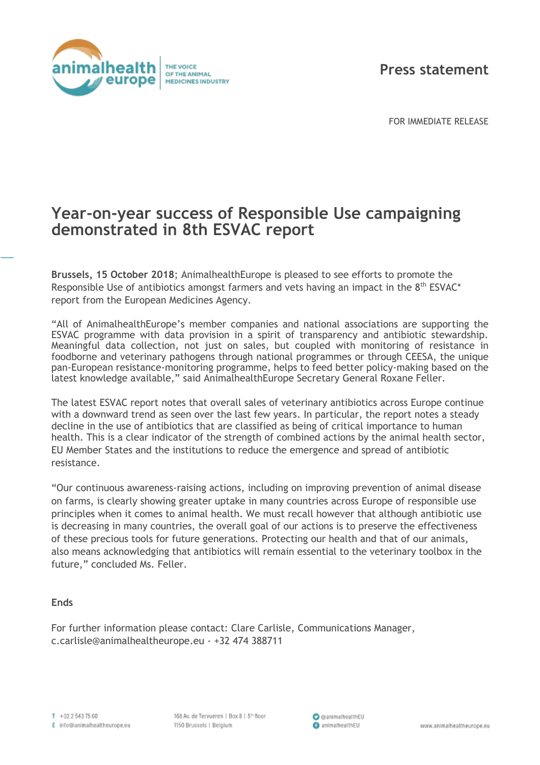**Press statement**

FOR IMMEDIATE RELEASE

# Year-on-year success of Responsible Use campaigning demonstrated in 8th ESVAC report

**Brussels, 15 October 2018**; AnimalhealthEurope is pleased to see efforts to promote the Responsible Use of antibiotics amongst farmers and vets having an impact in the 8th ESVAC* report from the European Medicines Agency.

"All of AnimalhealthEurope's member companies and national associations are supporting the ESVAC programme with data provision in a spirit of transparency and antibiotic stewardship. Meaningful data collection, not just on sales, but coupled with monitoring of resistance in foodborne and veterinary pathogens through national programmes or through CEESA, the unique pan-European resistance-monitoring programme, helps to feed better policy-making based on the latest knowledge available," said AnimalhealthEurope Secretary General Roxane Feller.

The latest ESVAC report notes that overall sales of veterinary antibiotics across Europe continue with a downward trend as seen over the last few years. In particular, the report notes a steady decline in the use of antibiotics that are classified as being of critical importance to human health. This is a clear indicator of the strength of combined actions by the animal health sector, EU Member States and the institutions to reduce the emergence and spread of antibiotic resistance.

"Our continuous awareness-raising actions, including on improving prevention of animal disease on farms, is clearly showing greater uptake in many countries across Europe of responsible use principles when it comes to animal health. We must recall however that although antibiotic use is decreasing in many countries, the overall goal of our actions is to preserve the effectiveness of these precious tools for future generations. Protecting our health and that of our animals, also means acknowledging that antibiotics will remain essential to the veterinary toolbox in the future," concluded Ms. Feller.

**Ends**

For further information please contact: Clare Carlisle, Communications Manager, c.carlisle@animalhealtheurope.eu - +32 474 388711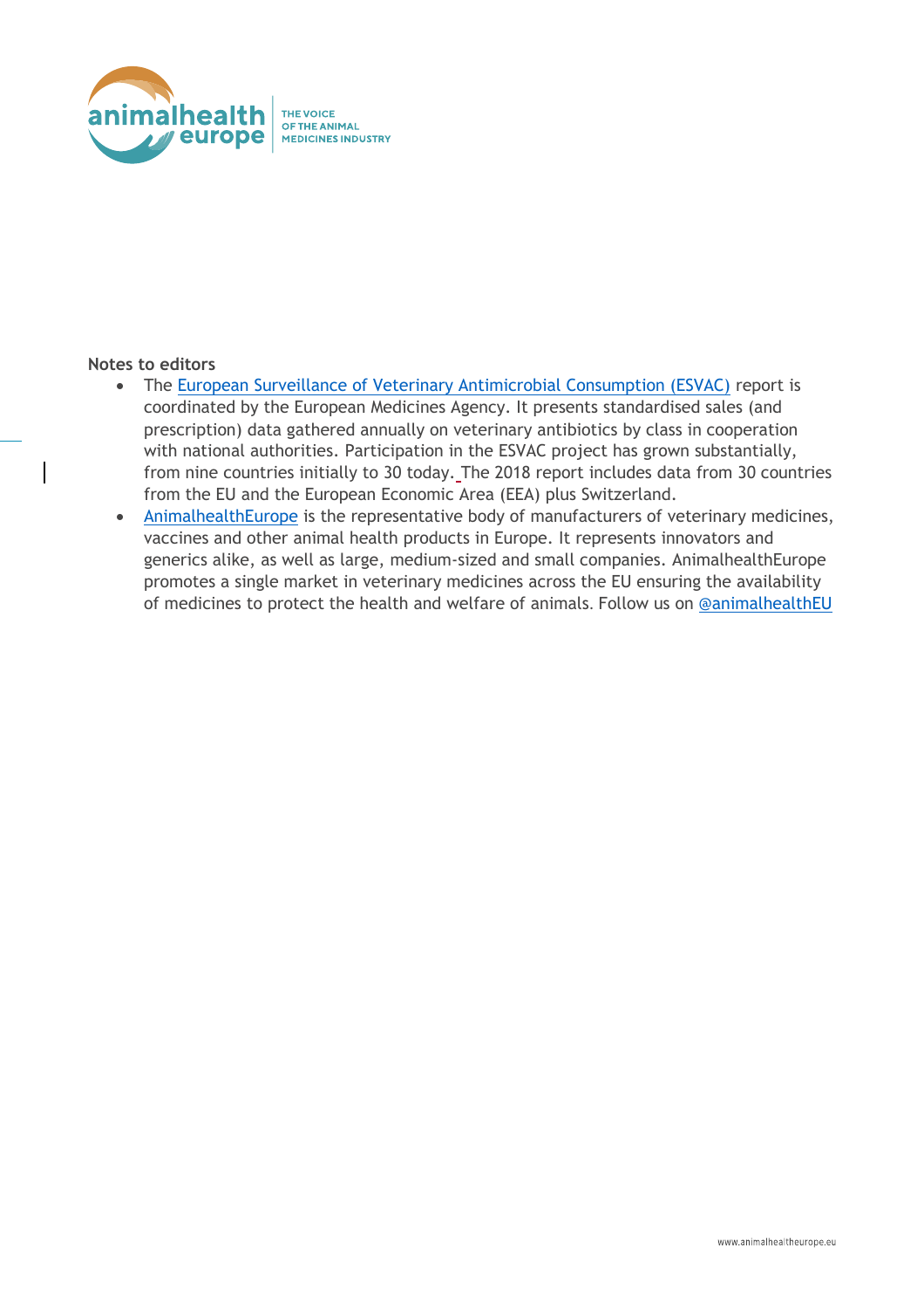**Notes to editors**

- The European Surveillance of Veterinary Antimicrobial Consumption (ESVAC) report is coordinated by the European Medicines Agency. It presents standardised sales (and prescription) data gathered annually on veterinary antibiotics by class in cooperation with national authorities. Participation in the ESVAC project has grown substantially, from nine countries initially to 30 today. The 2018 report includes data from 30 countries from the EU and the European Economic Area (EEA) plus Switzerland.
- AnimalhealthEurope is the representative body of manufacturers of veterinary medicines, vaccines and other animal health products in Europe. It represents innovators and generics alike, as well as large, medium-sized and small companies. AnimalhealthEurope promotes a single market in veterinary medicines across the EU ensuring the availability of medicines to protect the health and welfare of animals. Follow us on @animalhealthEU